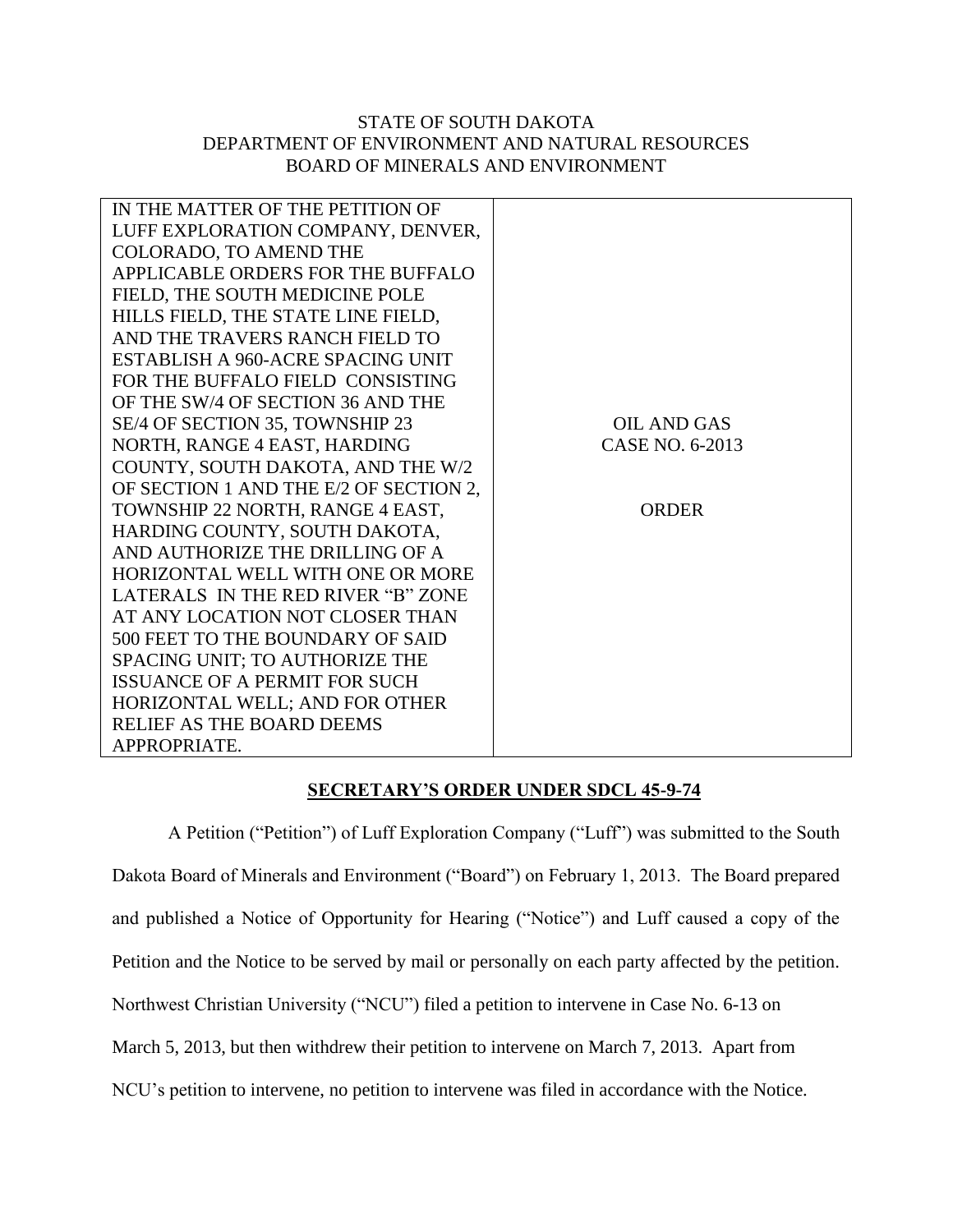STATE OF SOUTH DAKOTA
DEPARTMENT OF ENVIRONMENT AND NATURAL RESOURCES
BOARD OF MINERALS AND ENVIRONMENT

| IN THE MATTER OF THE PETITION OF LUFF EXPLORATION COMPANY, DENVER, COLORADO, TO AMEND THE APPLICABLE ORDERS FOR THE BUFFALO FIELD, THE SOUTH MEDICINE POLE HILLS FIELD, THE STATE LINE FIELD, AND THE TRAVERS RANCH FIELD TO ESTABLISH A 960-ACRE SPACING UNIT FOR THE BUFFALO FIELD CONSISTING OF THE SW/4 OF SECTION 36 AND THE SE/4 OF SECTION 35, TOWNSHIP 23 NORTH, RANGE 4 EAST, HARDING COUNTY, SOUTH DAKOTA, AND THE W/2 OF SECTION 1 AND THE E/2 OF SECTION 2, TOWNSHIP 22 NORTH, RANGE 4 EAST, HARDING COUNTY, SOUTH DAKOTA, AND AUTHORIZE THE DRILLING OF A HORIZONTAL WELL WITH ONE OR MORE LATERALS IN THE RED RIVER "B" ZONE AT ANY LOCATION NOT CLOSER THAN 500 FEET TO THE BOUNDARY OF SAID SPACING UNIT; TO AUTHORIZE THE ISSUANCE OF A PERMIT FOR SUCH HORIZONTAL WELL; AND FOR OTHER RELIEF AS THE BOARD DEEMS APPROPRIATE. | OIL AND GAS CASE NO. 6-2013<br><br>ORDER |
|---|---|

## SECRETARY'S ORDER UNDER SDCL 45-9-74

A Petition ("Petition") of Luff Exploration Company ("Luff") was submitted to the South Dakota Board of Minerals and Environment ("Board") on February 1, 2013. The Board prepared and published a Notice of Opportunity for Hearing ("Notice") and Luff caused a copy of the Petition and the Notice to be served by mail or personally on each party affected by the petition. Northwest Christian University ("NCU") filed a petition to intervene in Case No. 6-13 on March 5, 2013, but then withdrew their petition to intervene on March 7, 2013. Apart from NCU's petition to intervene, no petition to intervene was filed in accordance with the Notice.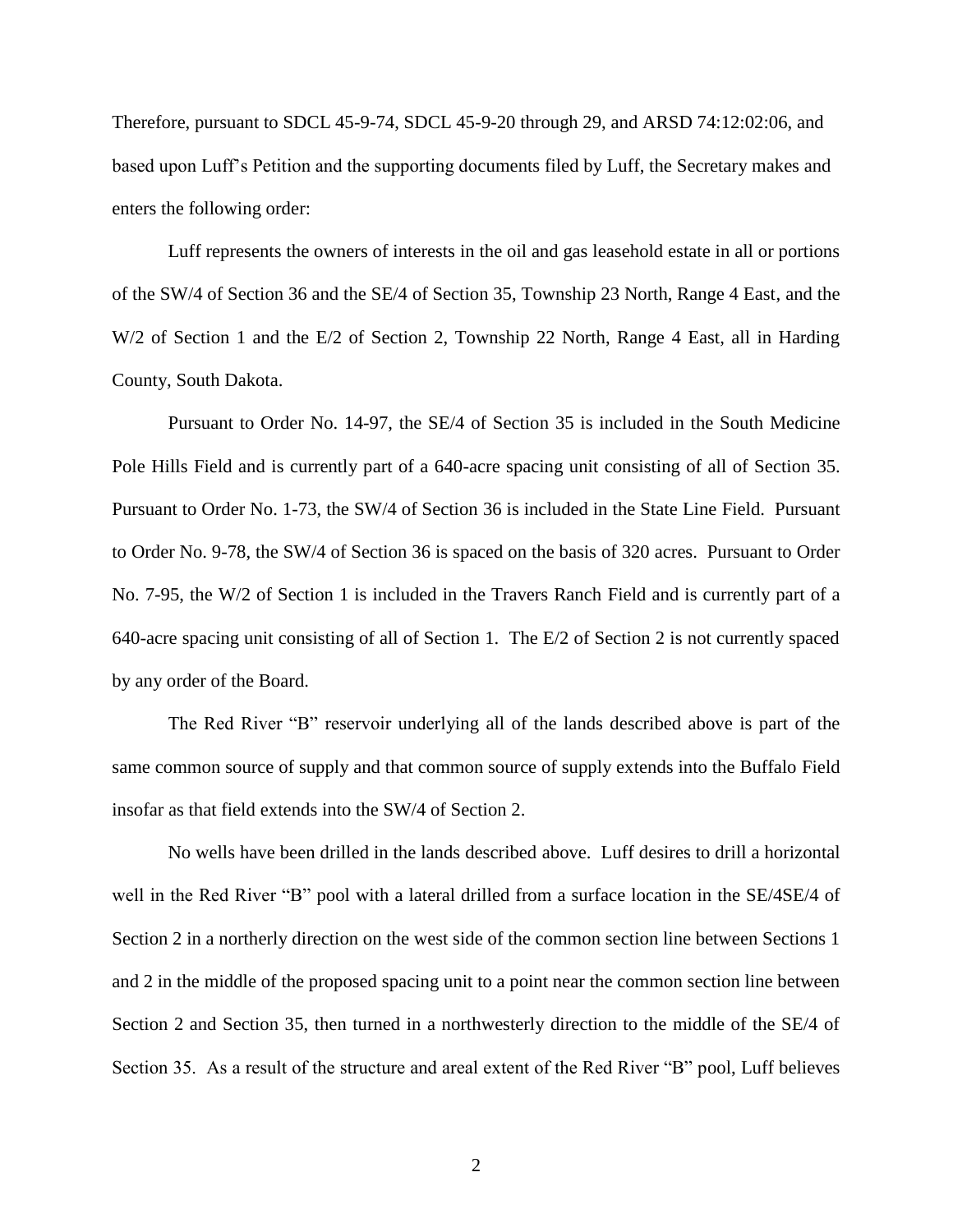Therefore, pursuant to SDCL 45-9-74, SDCL 45-9-20 through 29, and ARSD 74:12:02:06, and based upon Luff's Petition and the supporting documents filed by Luff, the Secretary makes and enters the following order:

Luff represents the owners of interests in the oil and gas leasehold estate in all or portions of the SW/4 of Section 36 and the SE/4 of Section 35, Township 23 North, Range 4 East, and the W/2 of Section 1 and the E/2 of Section 2, Township 22 North, Range 4 East, all in Harding County, South Dakota.

Pursuant to Order No. 14-97, the SE/4 of Section 35 is included in the South Medicine Pole Hills Field and is currently part of a 640-acre spacing unit consisting of all of Section 35. Pursuant to Order No. 1-73, the SW/4 of Section 36 is included in the State Line Field. Pursuant to Order No. 9-78, the SW/4 of Section 36 is spaced on the basis of 320 acres. Pursuant to Order No. 7-95, the W/2 of Section 1 is included in the Travers Ranch Field and is currently part of a 640-acre spacing unit consisting of all of Section 1. The E/2 of Section 2 is not currently spaced by any order of the Board.

The Red River "B" reservoir underlying all of the lands described above is part of the same common source of supply and that common source of supply extends into the Buffalo Field insofar as that field extends into the SW/4 of Section 2.

No wells have been drilled in the lands described above. Luff desires to drill a horizontal well in the Red River "B" pool with a lateral drilled from a surface location in the SE/4SE/4 of Section 2 in a northerly direction on the west side of the common section line between Sections 1 and 2 in the middle of the proposed spacing unit to a point near the common section line between Section 2 and Section 35, then turned in a northwesterly direction to the middle of the SE/4 of Section 35. As a result of the structure and areal extent of the Red River "B" pool, Luff believes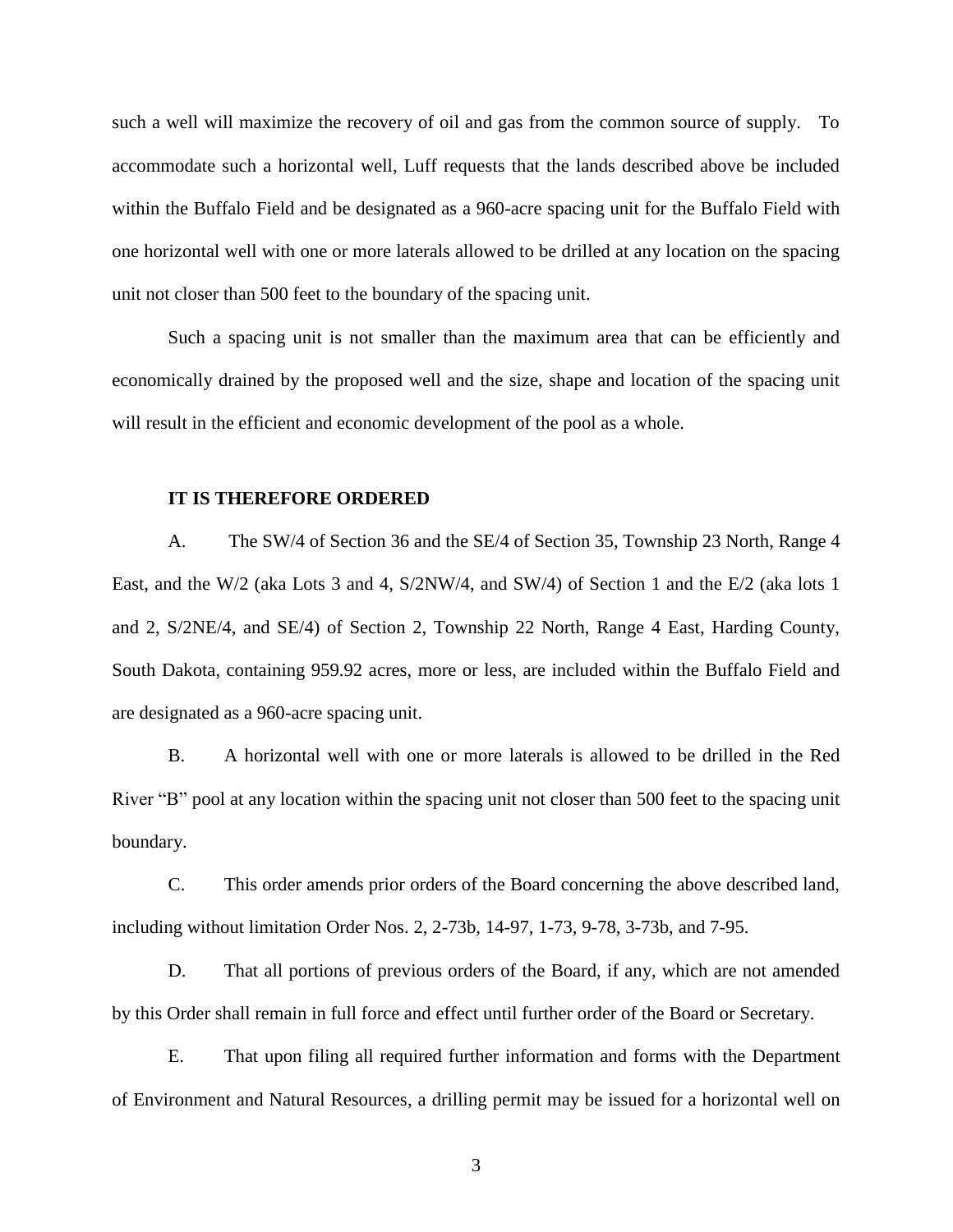such a well will maximize the recovery of oil and gas from the common source of supply. To accommodate such a horizontal well, Luff requests that the lands described above be included within the Buffalo Field and be designated as a 960-acre spacing unit for the Buffalo Field with one horizontal well with one or more laterals allowed to be drilled at any location on the spacing unit not closer than 500 feet to the boundary of the spacing unit.

Such a spacing unit is not smaller than the maximum area that can be efficiently and economically drained by the proposed well and the size, shape and location of the spacing unit will result in the efficient and economic development of the pool as a whole.

**IT IS THEREFORE ORDERED**

A. The SW/4 of Section 36 and the SE/4 of Section 35, Township 23 North, Range 4 East, and the W/2 (aka Lots 3 and 4, S/2NW/4, and SW/4) of Section 1 and the E/2 (aka lots 1 and 2, S/2NE/4, and SE/4) of Section 2, Township 22 North, Range 4 East, Harding County, South Dakota, containing 959.92 acres, more or less, are included within the Buffalo Field and are designated as a 960-acre spacing unit.

B. A horizontal well with one or more laterals is allowed to be drilled in the Red River "B" pool at any location within the spacing unit not closer than 500 feet to the spacing unit boundary.

C. This order amends prior orders of the Board concerning the above described land, including without limitation Order Nos. 2, 2-73b, 14-97, 1-73, 9-78, 3-73b, and 7-95.

D. That all portions of previous orders of the Board, if any, which are not amended by this Order shall remain in full force and effect until further order of the Board or Secretary.

E. That upon filing all required further information and forms with the Department of Environment and Natural Resources, a drilling permit may be issued for a horizontal well on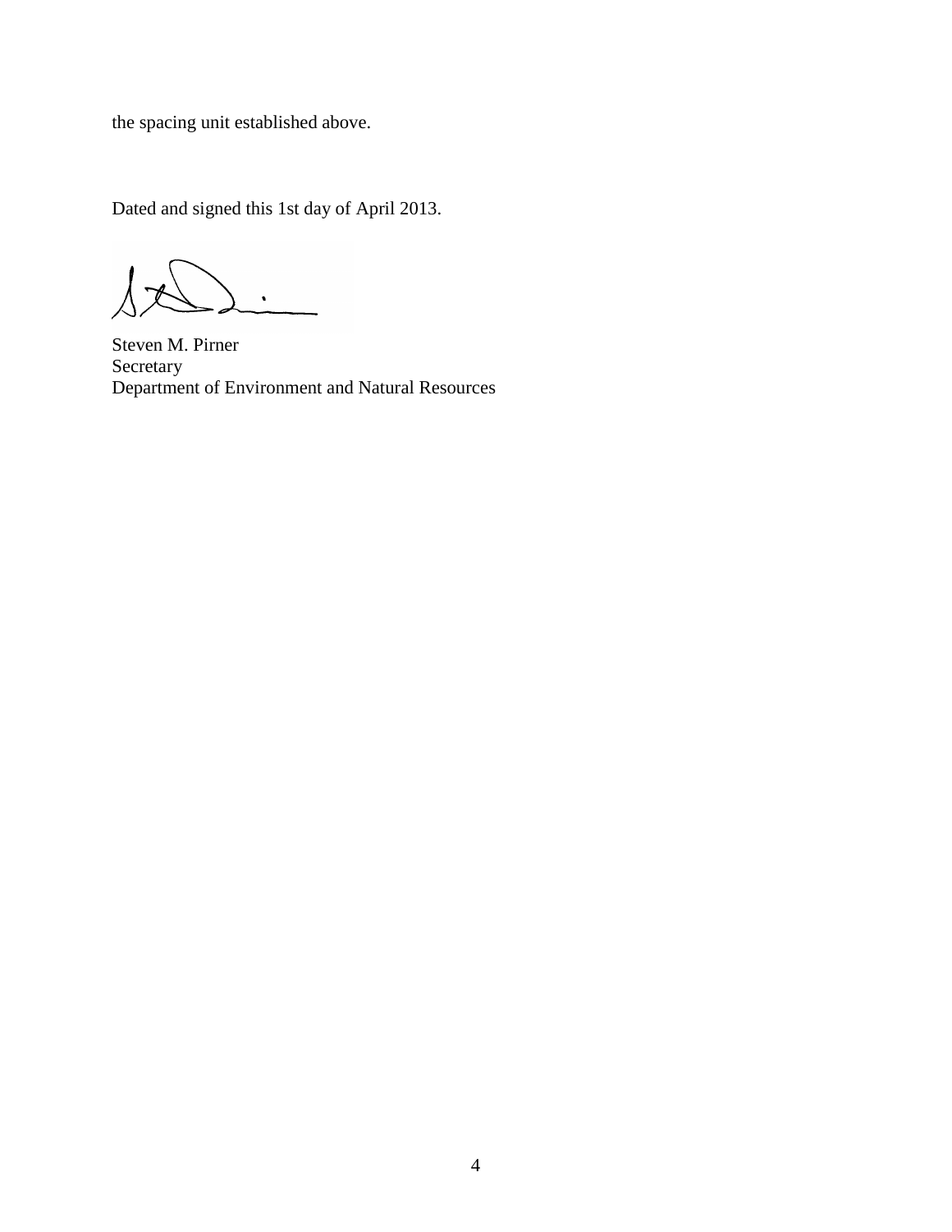the spacing unit established above.

Dated and signed this 1st day of April 2013.

Steven M. Pirner
Secretary
Department of Environment and Natural Resources